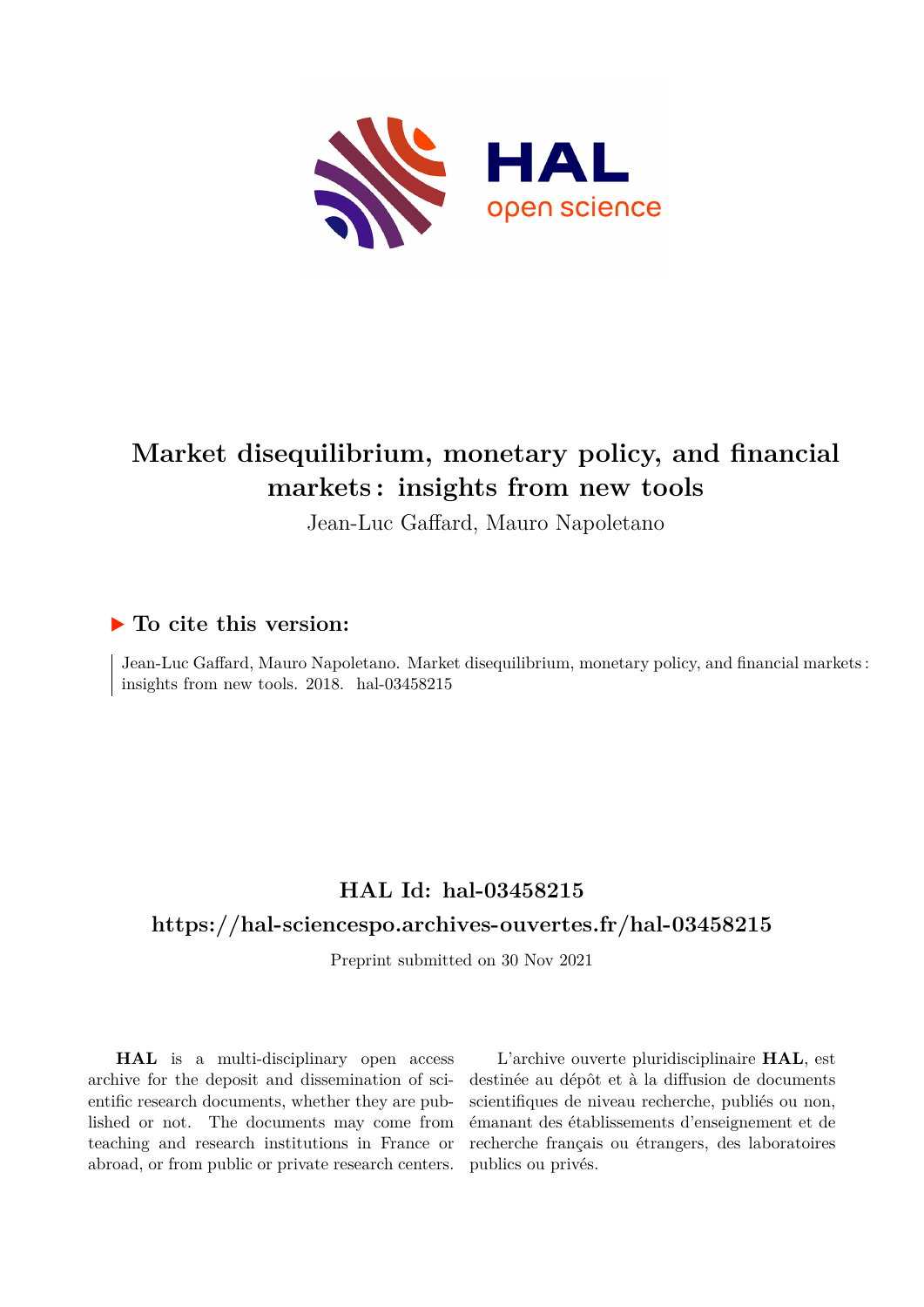# Market disequilibrium, monetary policy, and financial markets : insights from new tools

Jean-Luc Gaffard, Mauro Napoletano

## ▶ To cite this version:

Jean-Luc Gaffard, Mauro Napoletano. Market disequilibrium, monetary policy, and financial markets : insights from new tools. 2018. hal-03458215

## HAL Id: hal-03458215

## https://hal-sciencespo.archives-ouvertes.fr/hal-03458215

Preprint submitted on 30 Nov 2021

**HAL** is a multi-disciplinary open access archive for the deposit and dissemination of scientific research documents, whether they are published or not. The documents may come from teaching and research institutions in France or abroad, or from public or private research centers.

L'archive ouverte pluridisciplinaire **HAL**, est destinée au dépôt et à la diffusion de documents scientifiques de niveau recherche, publiés ou non, émanant des établissements d'enseignement et de recherche français ou étrangers, des laboratoires publics ou privés.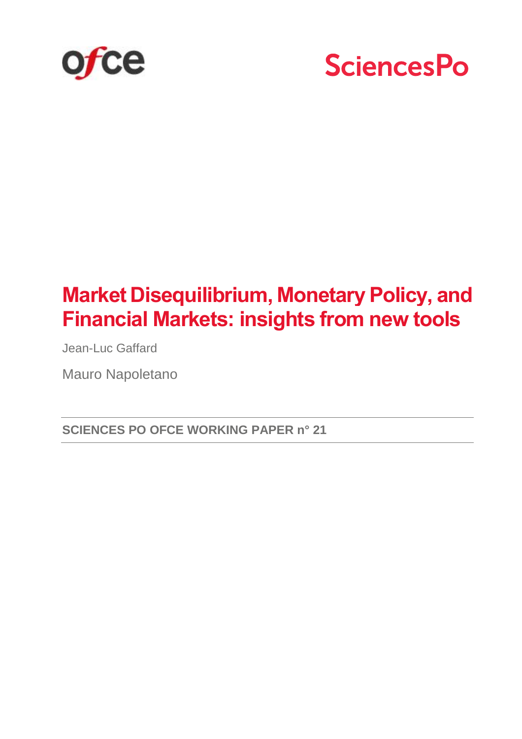# Market Disequilibrium, Monetary Policy, and Financial Markets: insights from new tools

Jean-Luc Gaffard

Mauro Napoletano

**SCIENCES PO OFCE WORKING PAPER n° 21**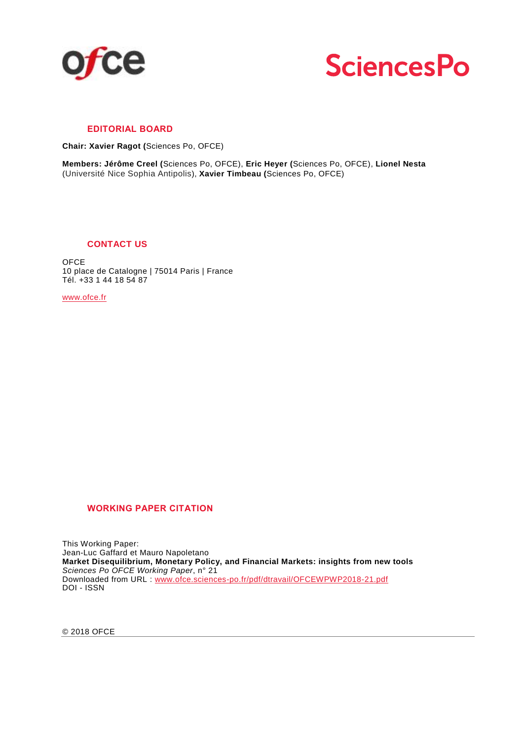## EDITORIAL BOARD

**Chair: Xavier Ragot (**Sciences Po, OFCE)

**Members: Jérôme Creel (**Sciences Po, OFCE), **Eric Heyer (**Sciences Po, OFCE), **Lionel Nesta** (Université Nice Sophia Antipolis), **Xavier Timbeau (**Sciences Po, OFCE)

## CONTACT US

OFCE
10 place de Catalogne | 75014 Paris | France
Tél. +33 1 44 18 54 87

www.ofce.fr

## WORKING PAPER CITATION

This Working Paper:
Jean-Luc Gaffard et Mauro Napoletano
**Market Disequilibrium, Monetary Policy, and Financial Markets: insights from new tools**
*Sciences Po OFCE Working Paper*, n° 21
Downloaded from URL : www.ofce.sciences-po.fr/pdf/dtravail/OFCEWPWP2018-21.pdf
DOI - ISSN

© 2018 OFCE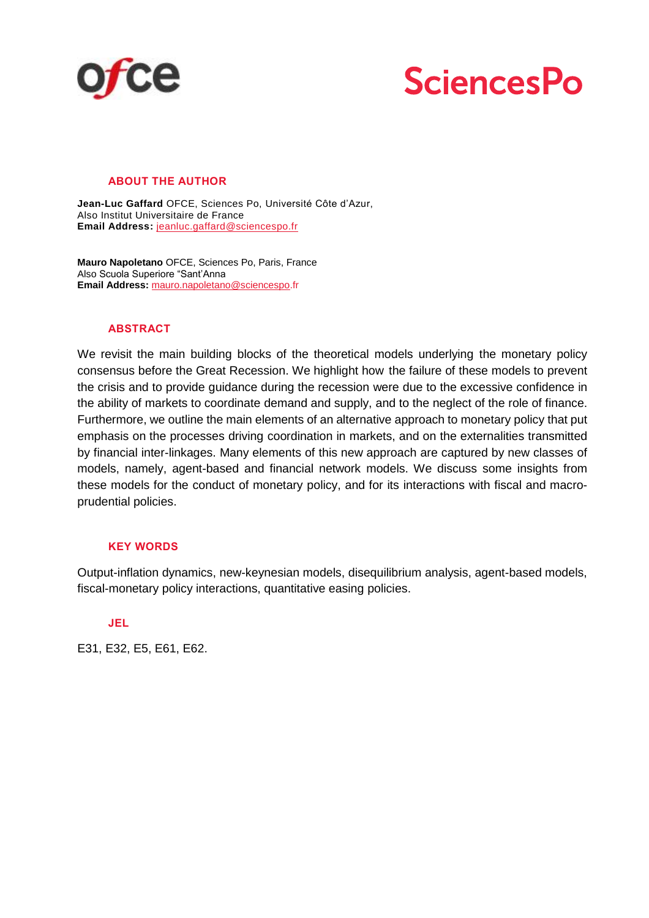## ABOUT THE AUTHOR

**Jean-Luc Gaffard** OFCE, Sciences Po, Université Côte d'Azur,
Also Institut Universitaire de France
**Email Address:** jeanluc.gaffard@sciencespo.fr

**Mauro Napoletano** OFCE, Sciences Po, Paris, France
Also Scuola Superiore "Sant'Anna
**Email Address:** mauro.napoletano@sciencespo.fr

## ABSTRACT

We revisit the main building blocks of the theoretical models underlying the monetary policy consensus before the Great Recession. We highlight how the failure of these models to prevent the crisis and to provide guidance during the recession were due to the excessive confidence in the ability of markets to coordinate demand and supply, and to the neglect of the role of finance. Furthermore, we outline the main elements of an alternative approach to monetary policy that put emphasis on the processes driving coordination in markets, and on the externalities transmitted by financial inter-linkages. Many elements of this new approach are captured by new classes of models, namely, agent-based and financial network models. We discuss some insights from these models for the conduct of monetary policy, and for its interactions with fiscal and macro-prudential policies.

## KEY WORDS

Output-inflation dynamics, new-keynesian models, disequilibrium analysis, agent-based models, fiscal-monetary policy interactions, quantitative easing policies.

## JEL

E31, E32, E5, E61, E62.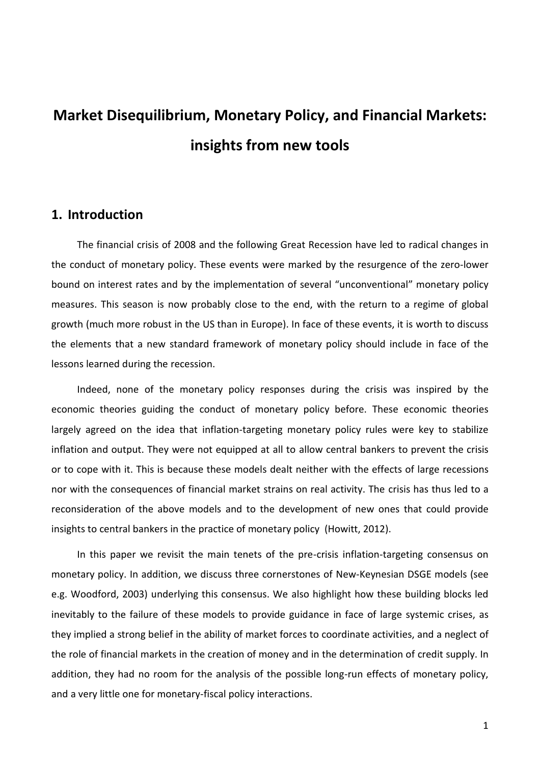# Market Disequilibrium, Monetary Policy, and Financial Markets: insights from new tools

## 1. Introduction

The financial crisis of 2008 and the following Great Recession have led to radical changes in the conduct of monetary policy. These events were marked by the resurgence of the zero-lower bound on interest rates and by the implementation of several "unconventional" monetary policy measures. This season is now probably close to the end, with the return to a regime of global growth (much more robust in the US than in Europe). In face of these events, it is worth to discuss the elements that a new standard framework of monetary policy should include in face of the lessons learned during the recession.

Indeed, none of the monetary policy responses during the crisis was inspired by the economic theories guiding the conduct of monetary policy before. These economic theories largely agreed on the idea that inflation-targeting monetary policy rules were key to stabilize inflation and output. They were not equipped at all to allow central bankers to prevent the crisis or to cope with it. This is because these models dealt neither with the effects of large recessions nor with the consequences of financial market strains on real activity. The crisis has thus led to a reconsideration of the above models and to the development of new ones that could provide insights to central bankers in the practice of monetary policy (Howitt, 2012).

In this paper we revisit the main tenets of the pre-crisis inflation-targeting consensus on monetary policy. In addition, we discuss three cornerstones of New-Keynesian DSGE models (see e.g. Woodford, 2003) underlying this consensus. We also highlight how these building blocks led inevitably to the failure of these models to provide guidance in face of large systemic crises, as they implied a strong belief in the ability of market forces to coordinate activities, and a neglect of the role of financial markets in the creation of money and in the determination of credit supply. In addition, they had no room for the analysis of the possible long-run effects of monetary policy, and a very little one for monetary-fiscal policy interactions.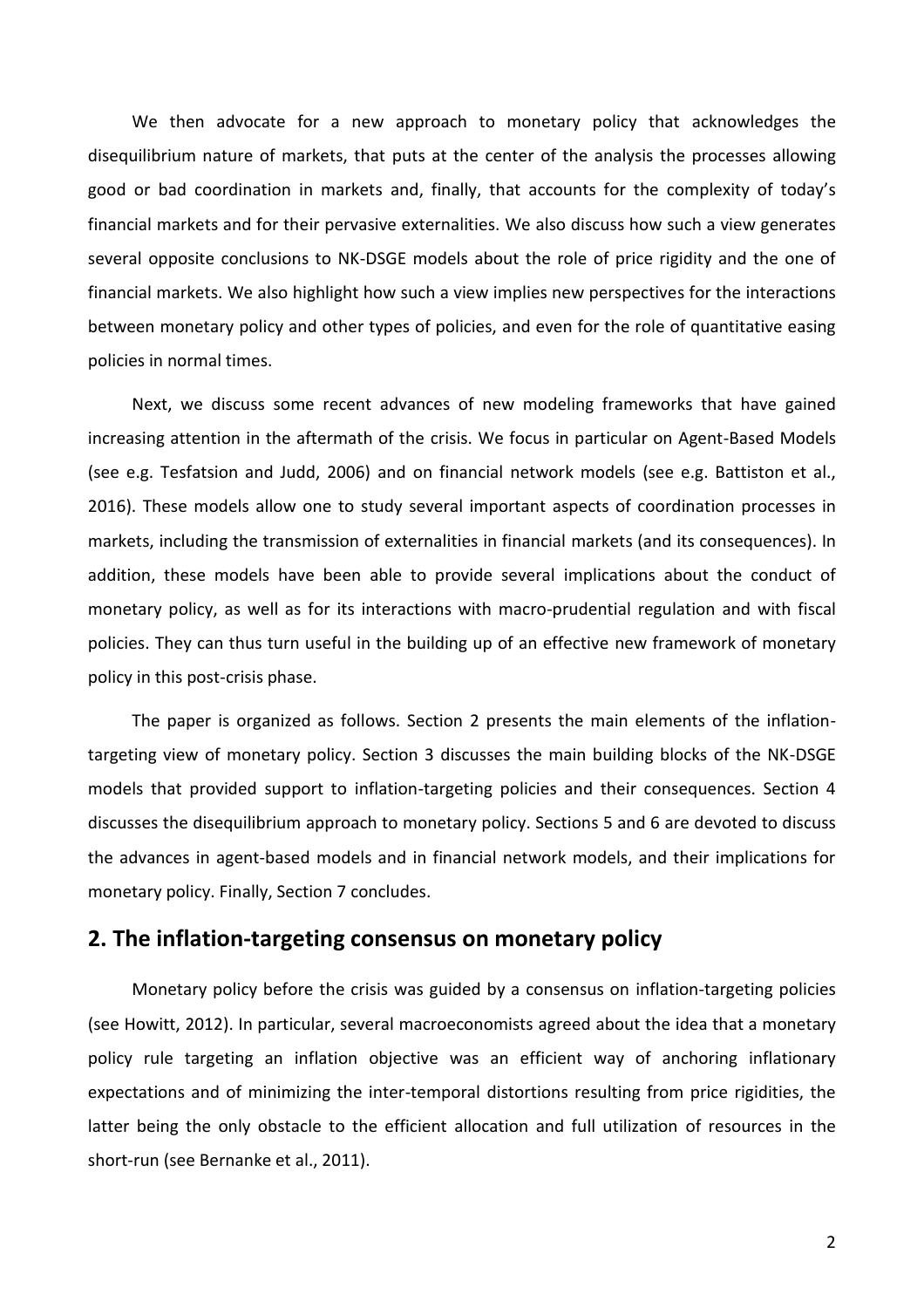We then advocate for a new approach to monetary policy that acknowledges the disequilibrium nature of markets, that puts at the center of the analysis the processes allowing good or bad coordination in markets and, finally, that accounts for the complexity of today's financial markets and for their pervasive externalities. We also discuss how such a view generates several opposite conclusions to NK-DSGE models about the role of price rigidity and the one of financial markets. We also highlight how such a view implies new perspectives for the interactions between monetary policy and other types of policies, and even for the role of quantitative easing policies in normal times.

Next, we discuss some recent advances of new modeling frameworks that have gained increasing attention in the aftermath of the crisis. We focus in particular on Agent-Based Models (see e.g. Tesfatsion and Judd, 2006) and on financial network models (see e.g. Battiston et al., 2016). These models allow one to study several important aspects of coordination processes in markets, including the transmission of externalities in financial markets (and its consequences). In addition, these models have been able to provide several implications about the conduct of monetary policy, as well as for its interactions with macro-prudential regulation and with fiscal policies. They can thus turn useful in the building up of an effective new framework of monetary policy in this post-crisis phase.

The paper is organized as follows. Section 2 presents the main elements of the inflation-targeting view of monetary policy. Section 3 discusses the main building blocks of the NK-DSGE models that provided support to inflation-targeting policies and their consequences. Section 4 discusses the disequilibrium approach to monetary policy. Sections 5 and 6 are devoted to discuss the advances in agent-based models and in financial network models, and their implications for monetary policy. Finally, Section 7 concludes.

## 2. The inflation-targeting consensus on monetary policy

Monetary policy before the crisis was guided by a consensus on inflation-targeting policies (see Howitt, 2012). In particular, several macroeconomists agreed about the idea that a monetary policy rule targeting an inflation objective was an efficient way of anchoring inflationary expectations and of minimizing the inter-temporal distortions resulting from price rigidities, the latter being the only obstacle to the efficient allocation and full utilization of resources in the short-run (see Bernanke et al., 2011).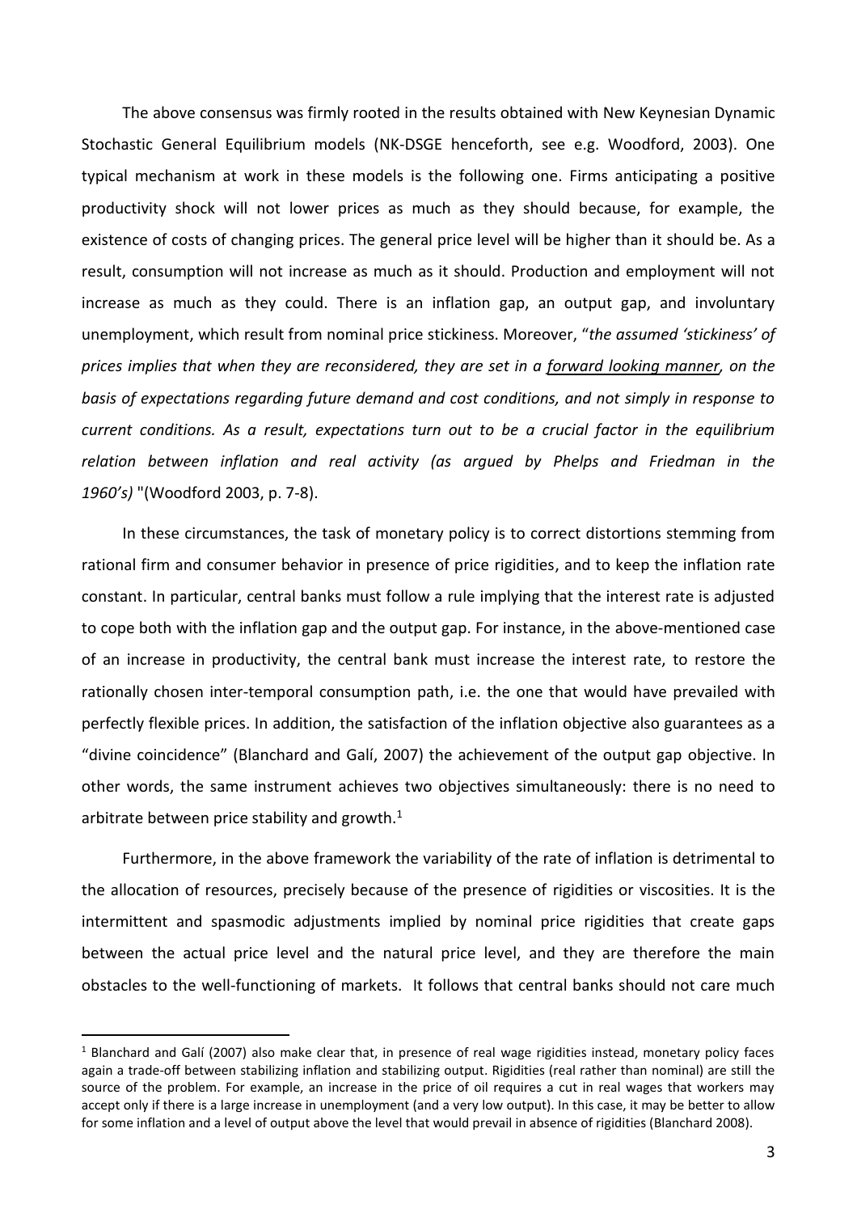The above consensus was firmly rooted in the results obtained with New Keynesian Dynamic Stochastic General Equilibrium models (NK-DSGE henceforth, see e.g. Woodford, 2003). One typical mechanism at work in these models is the following one. Firms anticipating a positive productivity shock will not lower prices as much as they should because, for example, the existence of costs of changing prices. The general price level will be higher than it should be. As a result, consumption will not increase as much as it should. Production and employment will not increase as much as they could. There is an inflation gap, an output gap, and involuntary unemployment, which result from nominal price stickiness. Moreover, "*the assumed 'stickiness' of prices implies that when they are reconsidered, they are set in a <u>forward looking manner</u>, on the basis of expectations regarding future demand and cost conditions, and not simply in response to current conditions. As a result, expectations turn out to be a crucial factor in the equilibrium relation between inflation and real activity (as argued by Phelps and Friedman in the 1960's)* "(Woodford 2003, p. 7-8).

In these circumstances, the task of monetary policy is to correct distortions stemming from rational firm and consumer behavior in presence of price rigidities, and to keep the inflation rate constant. In particular, central banks must follow a rule implying that the interest rate is adjusted to cope both with the inflation gap and the output gap. For instance, in the above-mentioned case of an increase in productivity, the central bank must increase the interest rate, to restore the rationally chosen inter-temporal consumption path, i.e. the one that would have prevailed with perfectly flexible prices. In addition, the satisfaction of the inflation objective also guarantees as a "divine coincidence" (Blanchard and Galí, 2007) the achievement of the output gap objective. In other words, the same instrument achieves two objectives simultaneously: there is no need to arbitrate between price stability and growth.[1]

Furthermore, in the above framework the variability of the rate of inflation is detrimental to the allocation of resources, precisely because of the presence of rigidities or viscosities. It is the intermittent and spasmodic adjustments implied by nominal price rigidities that create gaps between the actual price level and the natural price level, and they are therefore the main obstacles to the well-functioning of markets. It follows that central banks should not care much

[1] Blanchard and Galí (2007) also make clear that, in presence of real wage rigidities instead, monetary policy faces again a trade-off between stabilizing inflation and stabilizing output. Rigidities (real rather than nominal) are still the source of the problem. For example, an increase in the price of oil requires a cut in real wages that workers may accept only if there is a large increase in unemployment (and a very low output). In this case, it may be better to allow for some inflation and a level of output above the level that would prevail in absence of rigidities (Blanchard 2008).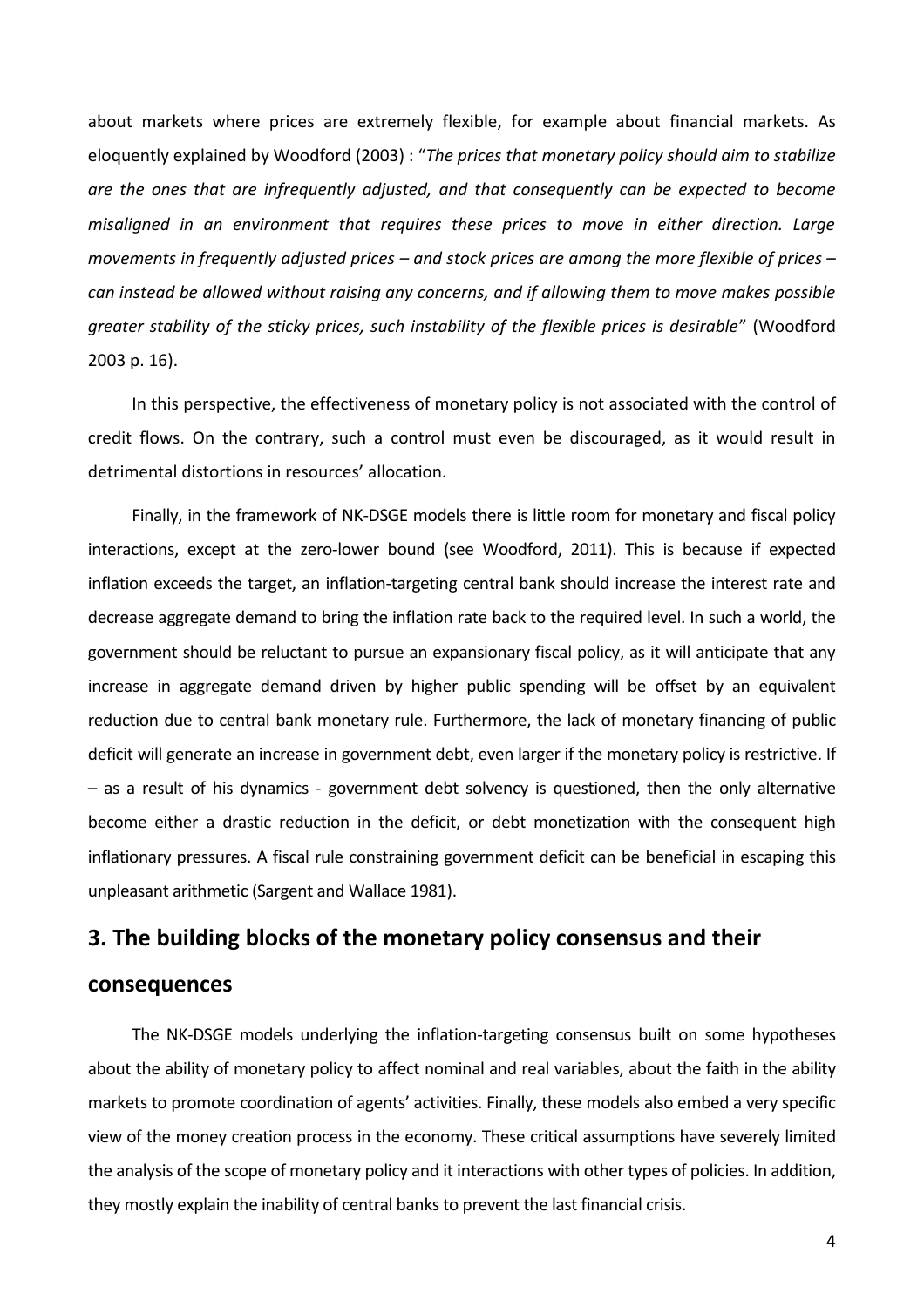about markets where prices are extremely flexible, for example about financial markets. As eloquently explained by Woodford (2003) : "*The prices that monetary policy should aim to stabilize are the ones that are infrequently adjusted, and that consequently can be expected to become misaligned in an environment that requires these prices to move in either direction. Large movements in frequently adjusted prices – and stock prices are among the more flexible of prices – can instead be allowed without raising any concerns, and if allowing them to move makes possible greater stability of the sticky prices, such instability of the flexible prices is desirable*" (Woodford 2003 p. 16).

In this perspective, the effectiveness of monetary policy is not associated with the control of credit flows. On the contrary, such a control must even be discouraged, as it would result in detrimental distortions in resources' allocation.

Finally, in the framework of NK-DSGE models there is little room for monetary and fiscal policy interactions, except at the zero-lower bound (see Woodford, 2011). This is because if expected inflation exceeds the target, an inflation-targeting central bank should increase the interest rate and decrease aggregate demand to bring the inflation rate back to the required level. In such a world, the government should be reluctant to pursue an expansionary fiscal policy, as it will anticipate that any increase in aggregate demand driven by higher public spending will be offset by an equivalent reduction due to central bank monetary rule. Furthermore, the lack of monetary financing of public deficit will generate an increase in government debt, even larger if the monetary policy is restrictive. If – as a result of his dynamics - government debt solvency is questioned, then the only alternative become either a drastic reduction in the deficit, or debt monetization with the consequent high inflationary pressures. A fiscal rule constraining government deficit can be beneficial in escaping this unpleasant arithmetic (Sargent and Wallace 1981).

## 3. The building blocks of the monetary policy consensus and their consequences

The NK-DSGE models underlying the inflation-targeting consensus built on some hypotheses about the ability of monetary policy to affect nominal and real variables, about the faith in the ability markets to promote coordination of agents' activities. Finally, these models also embed a very specific view of the money creation process in the economy. These critical assumptions have severely limited the analysis of the scope of monetary policy and it interactions with other types of policies. In addition, they mostly explain the inability of central banks to prevent the last financial crisis.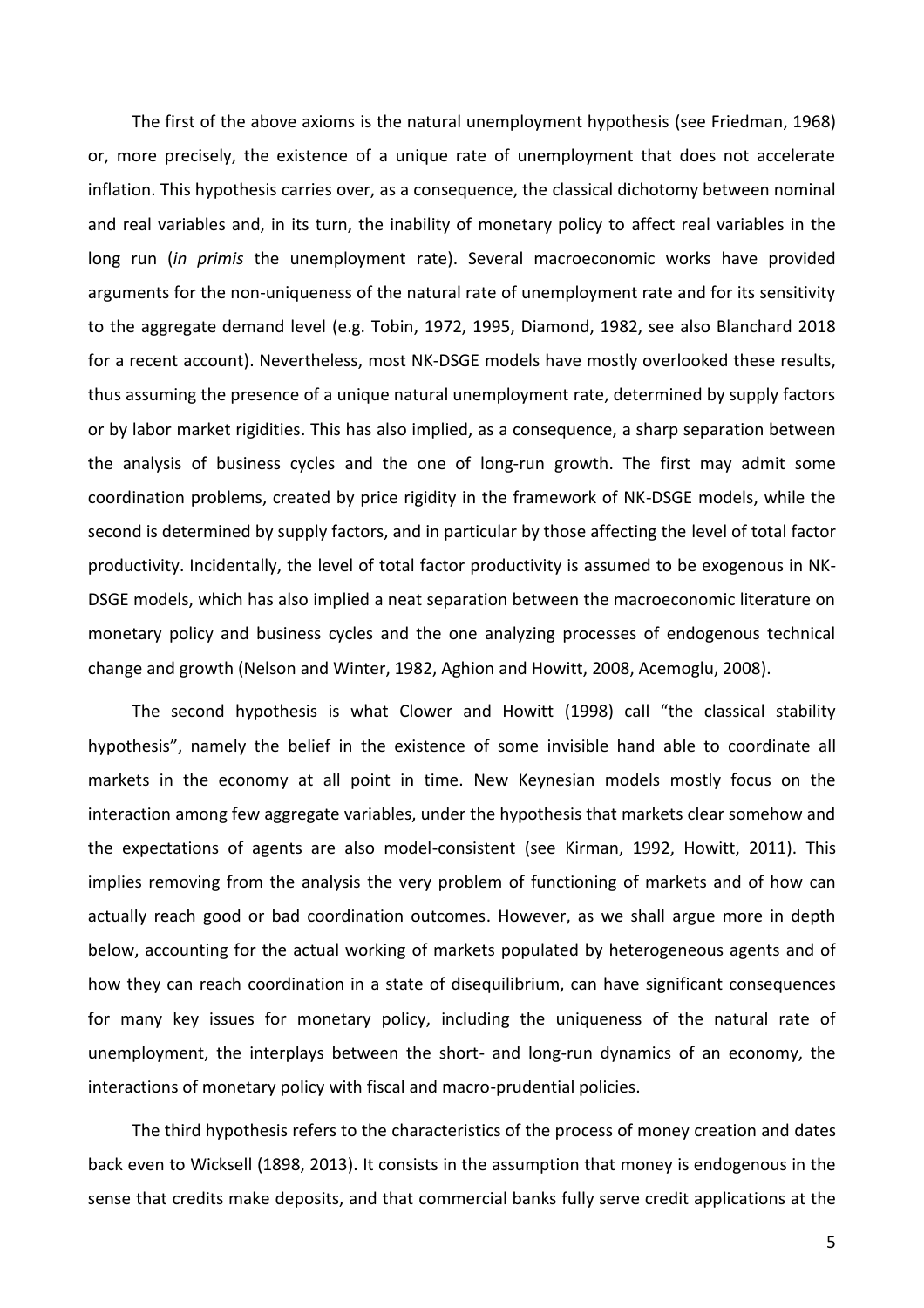The first of the above axioms is the natural unemployment hypothesis (see Friedman, 1968) or, more precisely, the existence of a unique rate of unemployment that does not accelerate inflation. This hypothesis carries over, as a consequence, the classical dichotomy between nominal and real variables and, in its turn, the inability of monetary policy to affect real variables in the long run (*in primis* the unemployment rate). Several macroeconomic works have provided arguments for the non-uniqueness of the natural rate of unemployment rate and for its sensitivity to the aggregate demand level (e.g. Tobin, 1972, 1995, Diamond, 1982, see also Blanchard 2018 for a recent account). Nevertheless, most NK-DSGE models have mostly overlooked these results, thus assuming the presence of a unique natural unemployment rate, determined by supply factors or by labor market rigidities. This has also implied, as a consequence, a sharp separation between the analysis of business cycles and the one of long-run growth. The first may admit some coordination problems, created by price rigidity in the framework of NK-DSGE models, while the second is determined by supply factors, and in particular by those affecting the level of total factor productivity. Incidentally, the level of total factor productivity is assumed to be exogenous in NK-DSGE models, which has also implied a neat separation between the macroeconomic literature on monetary policy and business cycles and the one analyzing processes of endogenous technical change and growth (Nelson and Winter, 1982, Aghion and Howitt, 2008, Acemoglu, 2008).

The second hypothesis is what Clower and Howitt (1998) call "the classical stability hypothesis", namely the belief in the existence of some invisible hand able to coordinate all markets in the economy at all point in time. New Keynesian models mostly focus on the interaction among few aggregate variables, under the hypothesis that markets clear somehow and the expectations of agents are also model-consistent (see Kirman, 1992, Howitt, 2011). This implies removing from the analysis the very problem of functioning of markets and of how can actually reach good or bad coordination outcomes. However, as we shall argue more in depth below, accounting for the actual working of markets populated by heterogeneous agents and of how they can reach coordination in a state of disequilibrium, can have significant consequences for many key issues for monetary policy, including the uniqueness of the natural rate of unemployment, the interplays between the short- and long-run dynamics of an economy, the interactions of monetary policy with fiscal and macro-prudential policies.

The third hypothesis refers to the characteristics of the process of money creation and dates back even to Wicksell (1898, 2013). It consists in the assumption that money is endogenous in the sense that credits make deposits, and that commercial banks fully serve credit applications at the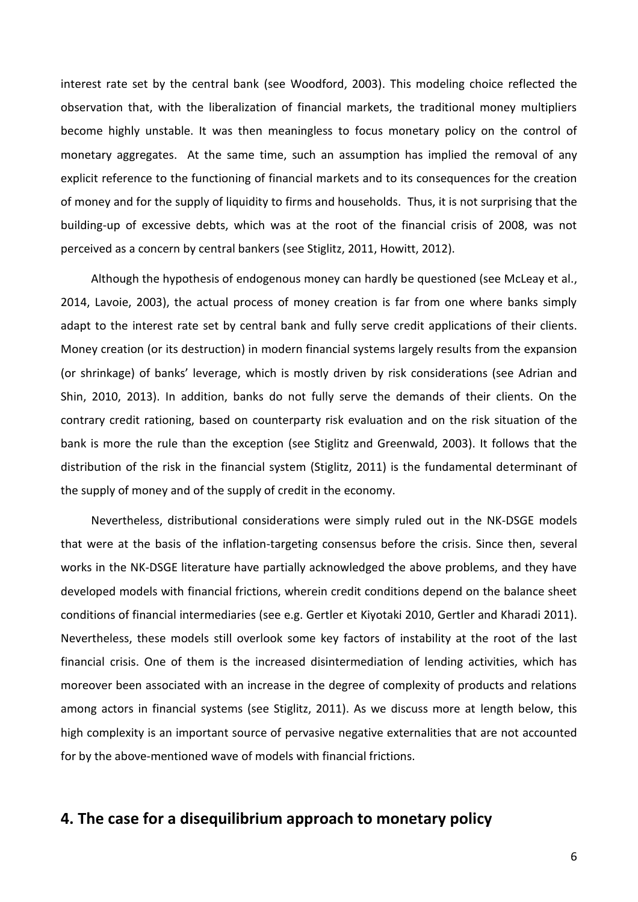interest rate set by the central bank (see Woodford, 2003). This modeling choice reflected the observation that, with the liberalization of financial markets, the traditional money multipliers become highly unstable. It was then meaningless to focus monetary policy on the control of monetary aggregates. At the same time, such an assumption has implied the removal of any explicit reference to the functioning of financial markets and to its consequences for the creation of money and for the supply of liquidity to firms and households. Thus, it is not surprising that the building-up of excessive debts, which was at the root of the financial crisis of 2008, was not perceived as a concern by central bankers (see Stiglitz, 2011, Howitt, 2012).

Although the hypothesis of endogenous money can hardly be questioned (see McLeay et al., 2014, Lavoie, 2003), the actual process of money creation is far from one where banks simply adapt to the interest rate set by central bank and fully serve credit applications of their clients. Money creation (or its destruction) in modern financial systems largely results from the expansion (or shrinkage) of banks' leverage, which is mostly driven by risk considerations (see Adrian and Shin, 2010, 2013). In addition, banks do not fully serve the demands of their clients. On the contrary credit rationing, based on counterparty risk evaluation and on the risk situation of the bank is more the rule than the exception (see Stiglitz and Greenwald, 2003). It follows that the distribution of the risk in the financial system (Stiglitz, 2011) is the fundamental determinant of the supply of money and of the supply of credit in the economy.

Nevertheless, distributional considerations were simply ruled out in the NK-DSGE models that were at the basis of the inflation-targeting consensus before the crisis. Since then, several works in the NK-DSGE literature have partially acknowledged the above problems, and they have developed models with financial frictions, wherein credit conditions depend on the balance sheet conditions of financial intermediaries (see e.g. Gertler et Kiyotaki 2010, Gertler and Kharadi 2011). Nevertheless, these models still overlook some key factors of instability at the root of the last financial crisis. One of them is the increased disintermediation of lending activities, which has moreover been associated with an increase in the degree of complexity of products and relations among actors in financial systems (see Stiglitz, 2011). As we discuss more at length below, this high complexity is an important source of pervasive negative externalities that are not accounted for by the above-mentioned wave of models with financial frictions.

## 4. The case for a disequilibrium approach to monetary policy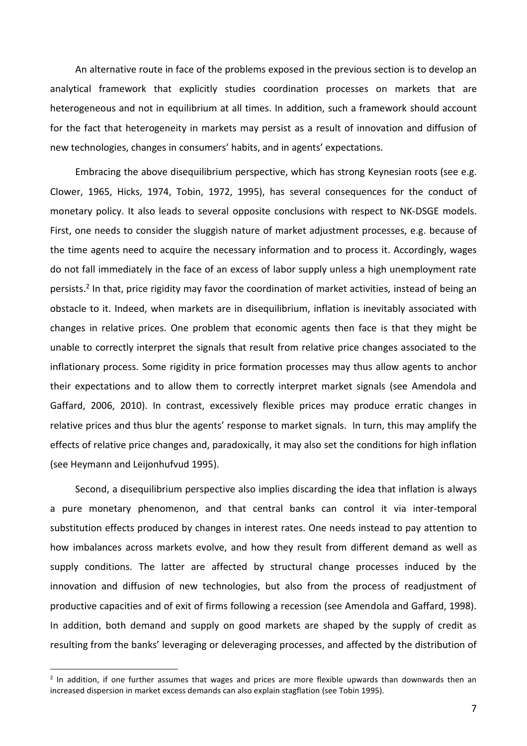An alternative route in face of the problems exposed in the previous section is to develop an analytical framework that explicitly studies coordination processes on markets that are heterogeneous and not in equilibrium at all times. In addition, such a framework should account for the fact that heterogeneity in markets may persist as a result of innovation and diffusion of new technologies, changes in consumers' habits, and in agents' expectations.

Embracing the above disequilibrium perspective, which has strong Keynesian roots (see e.g. Clower, 1965, Hicks, 1974, Tobin, 1972, 1995), has several consequences for the conduct of monetary policy. It also leads to several opposite conclusions with respect to NK-DSGE models. First, one needs to consider the sluggish nature of market adjustment processes, e.g. because of the time agents need to acquire the necessary information and to process it. Accordingly, wages do not fall immediately in the face of an excess of labor supply unless a high unemployment rate persists.[2] In that, price rigidity may favor the coordination of market activities, instead of being an obstacle to it. Indeed, when markets are in disequilibrium, inflation is inevitably associated with changes in relative prices. One problem that economic agents then face is that they might be unable to correctly interpret the signals that result from relative price changes associated to the inflationary process. Some rigidity in price formation processes may thus allow agents to anchor their expectations and to allow them to correctly interpret market signals (see Amendola and Gaffard, 2006, 2010). In contrast, excessively flexible prices may produce erratic changes in relative prices and thus blur the agents' response to market signals. In turn, this may amplify the effects of relative price changes and, paradoxically, it may also set the conditions for high inflation (see Heymann and Leijonhufvud 1995).

Second, a disequilibrium perspective also implies discarding the idea that inflation is always a pure monetary phenomenon, and that central banks can control it via inter-temporal substitution effects produced by changes in interest rates. One needs instead to pay attention to how imbalances across markets evolve, and how they result from different demand as well as supply conditions. The latter are affected by structural change processes induced by the innovation and diffusion of new technologies, but also from the process of readjustment of productive capacities and of exit of firms following a recession (see Amendola and Gaffard, 1998). In addition, both demand and supply on good markets are shaped by the supply of credit as resulting from the banks' leveraging or deleveraging processes, and affected by the distribution of

[2] In addition, if one further assumes that wages and prices are more flexible upwards than downwards then an increased dispersion in market excess demands can also explain stagflation (see Tobin 1995).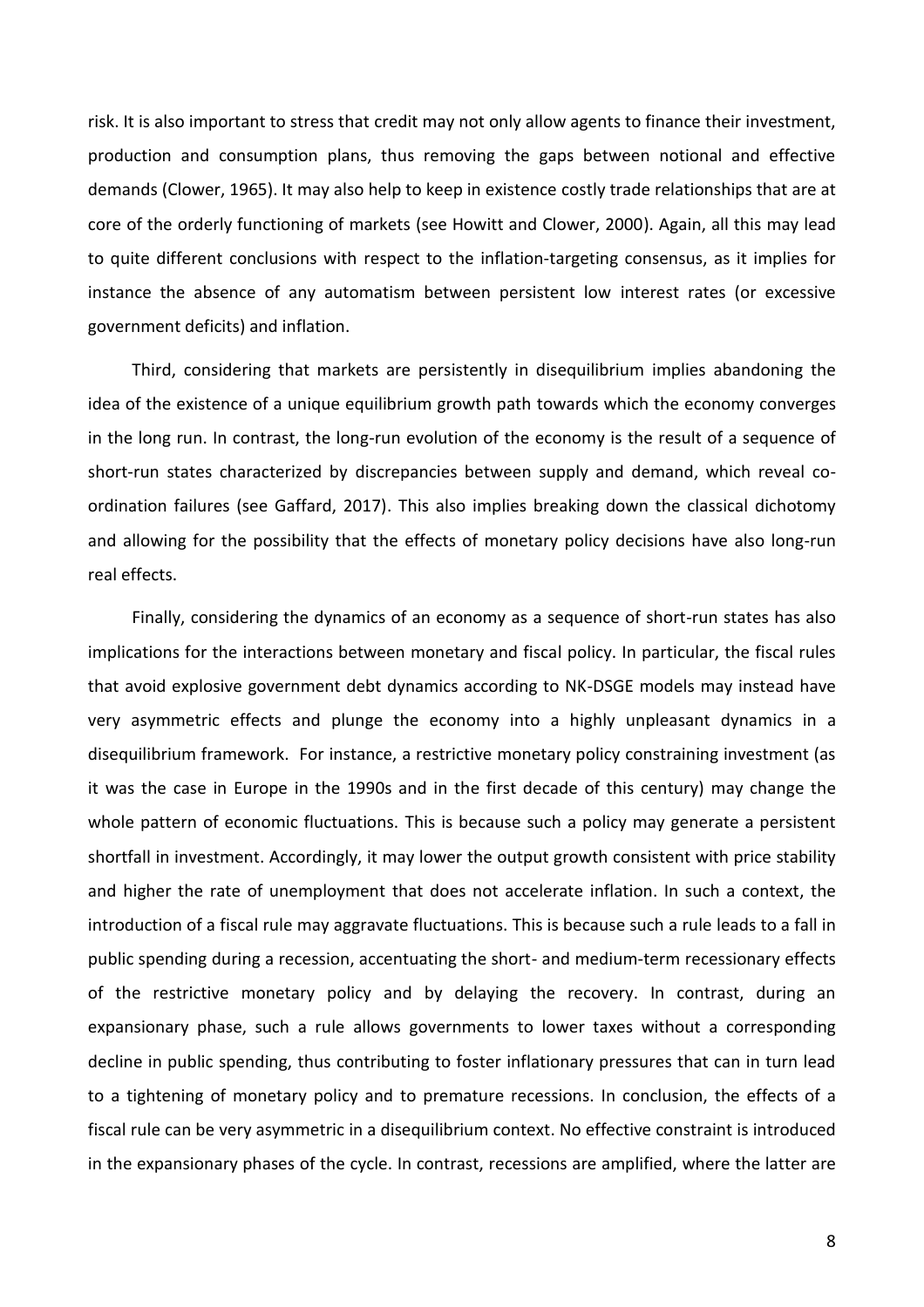risk. It is also important to stress that credit may not only allow agents to finance their investment, production and consumption plans, thus removing the gaps between notional and effective demands (Clower, 1965). It may also help to keep in existence costly trade relationships that are at core of the orderly functioning of markets (see Howitt and Clower, 2000). Again, all this may lead to quite different conclusions with respect to the inflation-targeting consensus, as it implies for instance the absence of any automatism between persistent low interest rates (or excessive government deficits) and inflation.

Third, considering that markets are persistently in disequilibrium implies abandoning the idea of the existence of a unique equilibrium growth path towards which the economy converges in the long run. In contrast, the long-run evolution of the economy is the result of a sequence of short-run states characterized by discrepancies between supply and demand, which reveal co-ordination failures (see Gaffard, 2017). This also implies breaking down the classical dichotomy and allowing for the possibility that the effects of monetary policy decisions have also long-run real effects.

Finally, considering the dynamics of an economy as a sequence of short-run states has also implications for the interactions between monetary and fiscal policy. In particular, the fiscal rules that avoid explosive government debt dynamics according to NK-DSGE models may instead have very asymmetric effects and plunge the economy into a highly unpleasant dynamics in a disequilibrium framework. For instance, a restrictive monetary policy constraining investment (as it was the case in Europe in the 1990s and in the first decade of this century) may change the whole pattern of economic fluctuations. This is because such a policy may generate a persistent shortfall in investment. Accordingly, it may lower the output growth consistent with price stability and higher the rate of unemployment that does not accelerate inflation. In such a context, the introduction of a fiscal rule may aggravate fluctuations. This is because such a rule leads to a fall in public spending during a recession, accentuating the short- and medium-term recessionary effects of the restrictive monetary policy and by delaying the recovery. In contrast, during an expansionary phase, such a rule allows governments to lower taxes without a corresponding decline in public spending, thus contributing to foster inflationary pressures that can in turn lead to a tightening of monetary policy and to premature recessions. In conclusion, the effects of a fiscal rule can be very asymmetric in a disequilibrium context. No effective constraint is introduced in the expansionary phases of the cycle. In contrast, recessions are amplified, where the latter are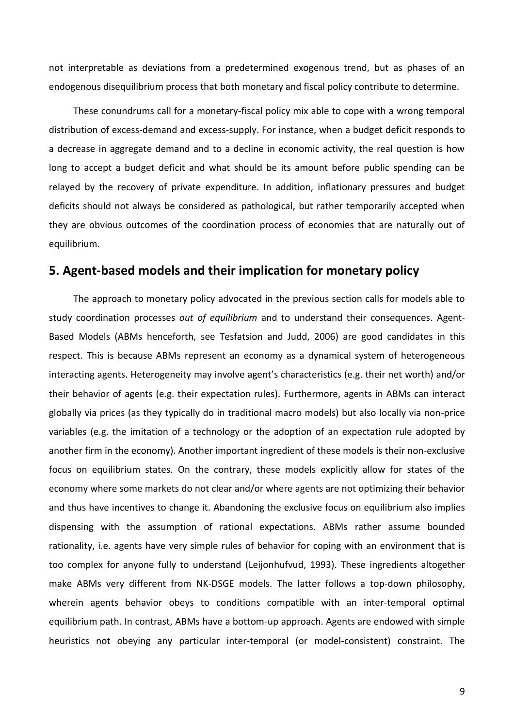not interpretable as deviations from a predetermined exogenous trend, but as phases of an endogenous disequilibrium process that both monetary and fiscal policy contribute to determine.

These conundrums call for a monetary-fiscal policy mix able to cope with a wrong temporal distribution of excess-demand and excess-supply. For instance, when a budget deficit responds to a decrease in aggregate demand and to a decline in economic activity, the real question is how long to accept a budget deficit and what should be its amount before public spending can be relayed by the recovery of private expenditure. In addition, inflationary pressures and budget deficits should not always be considered as pathological, but rather temporarily accepted when they are obvious outcomes of the coordination process of economies that are naturally out of equilibrium.

## 5. Agent-based models and their implication for monetary policy

The approach to monetary policy advocated in the previous section calls for models able to study coordination processes *out of equilibrium* and to understand their consequences. Agent-Based Models (ABMs henceforth, see Tesfatsion and Judd, 2006) are good candidates in this respect. This is because ABMs represent an economy as a dynamical system of heterogeneous interacting agents. Heterogeneity may involve agent's characteristics (e.g. their net worth) and/or their behavior of agents (e.g. their expectation rules). Furthermore, agents in ABMs can interact globally via prices (as they typically do in traditional macro models) but also locally via non-price variables (e.g. the imitation of a technology or the adoption of an expectation rule adopted by another firm in the economy). Another important ingredient of these models is their non-exclusive focus on equilibrium states. On the contrary, these models explicitly allow for states of the economy where some markets do not clear and/or where agents are not optimizing their behavior and thus have incentives to change it. Abandoning the exclusive focus on equilibrium also implies dispensing with the assumption of rational expectations. ABMs rather assume bounded rationality, i.e. agents have very simple rules of behavior for coping with an environment that is too complex for anyone fully to understand (Leijonhufvud, 1993). These ingredients altogether make ABMs very different from NK-DSGE models. The latter follows a top-down philosophy, wherein agents behavior obeys to conditions compatible with an inter-temporal optimal equilibrium path. In contrast, ABMs have a bottom-up approach. Agents are endowed with simple heuristics not obeying any particular inter-temporal (or model-consistent) constraint. The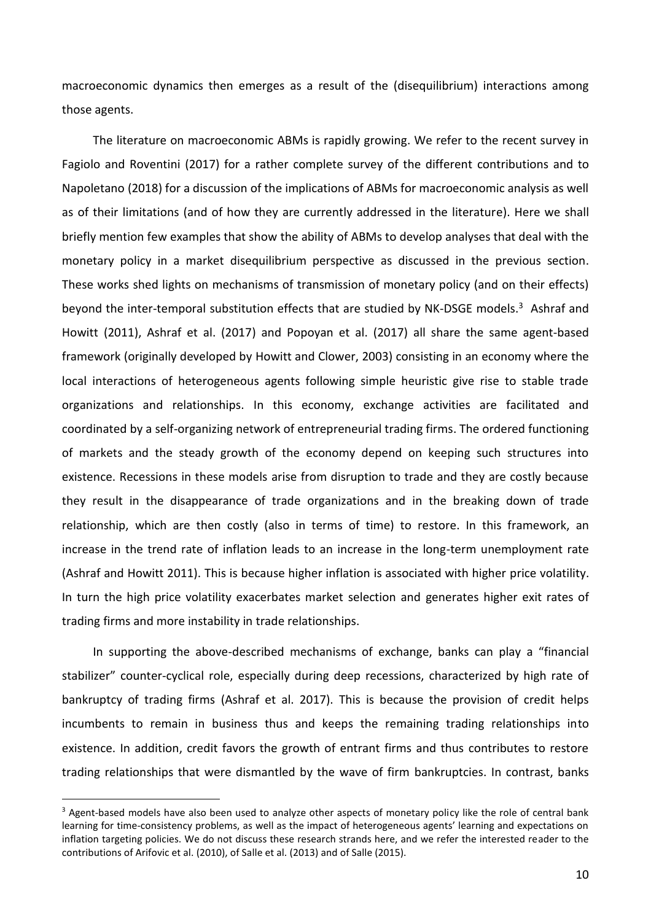macroeconomic dynamics then emerges as a result of the (disequilibrium) interactions among those agents.

The literature on macroeconomic ABMs is rapidly growing. We refer to the recent survey in Fagiolo and Roventini (2017) for a rather complete survey of the different contributions and to Napoletano (2018) for a discussion of the implications of ABMs for macroeconomic analysis as well as of their limitations (and of how they are currently addressed in the literature). Here we shall briefly mention few examples that show the ability of ABMs to develop analyses that deal with the monetary policy in a market disequilibrium perspective as discussed in the previous section. These works shed lights on mechanisms of transmission of monetary policy (and on their effects) beyond the inter-temporal substitution effects that are studied by NK-DSGE models.[3] Ashraf and Howitt (2011), Ashraf et al. (2017) and Popoyan et al. (2017) all share the same agent-based framework (originally developed by Howitt and Clower, 2003) consisting in an economy where the local interactions of heterogeneous agents following simple heuristic give rise to stable trade organizations and relationships. In this economy, exchange activities are facilitated and coordinated by a self-organizing network of entrepreneurial trading firms. The ordered functioning of markets and the steady growth of the economy depend on keeping such structures into existence. Recessions in these models arise from disruption to trade and they are costly because they result in the disappearance of trade organizations and in the breaking down of trade relationship, which are then costly (also in terms of time) to restore. In this framework, an increase in the trend rate of inflation leads to an increase in the long-term unemployment rate (Ashraf and Howitt 2011). This is because higher inflation is associated with higher price volatility. In turn the high price volatility exacerbates market selection and generates higher exit rates of trading firms and more instability in trade relationships.

In supporting the above-described mechanisms of exchange, banks can play a "financial stabilizer" counter-cyclical role, especially during deep recessions, characterized by high rate of bankruptcy of trading firms (Ashraf et al. 2017). This is because the provision of credit helps incumbents to remain in business thus and keeps the remaining trading relationships into existence. In addition, credit favors the growth of entrant firms and thus contributes to restore trading relationships that were dismantled by the wave of firm bankruptcies. In contrast, banks

[3] Agent-based models have also been used to analyze other aspects of monetary policy like the role of central bank learning for time-consistency problems, as well as the impact of heterogeneous agents' learning and expectations on inflation targeting policies. We do not discuss these research strands here, and we refer the interested reader to the contributions of Arifovic et al. (2010), of Salle et al. (2013) and of Salle (2015).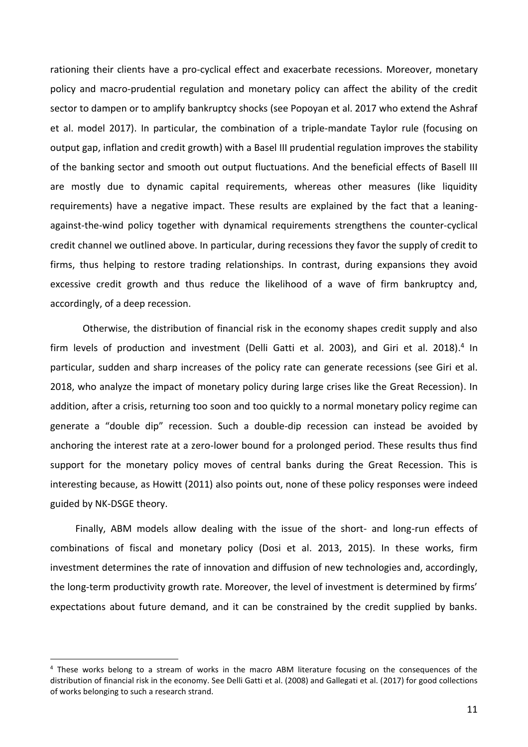rationing their clients have a pro-cyclical effect and exacerbate recessions. Moreover, monetary policy and macro-prudential regulation and monetary policy can affect the ability of the credit sector to dampen or to amplify bankruptcy shocks (see Popoyan et al. 2017 who extend the Ashraf et al. model 2017). In particular, the combination of a triple-mandate Taylor rule (focusing on output gap, inflation and credit growth) with a Basel III prudential regulation improves the stability of the banking sector and smooth out output fluctuations. And the beneficial effects of Basell III are mostly due to dynamic capital requirements, whereas other measures (like liquidity requirements) have a negative impact. These results are explained by the fact that a leaning-against-the-wind policy together with dynamical requirements strengthens the counter-cyclical credit channel we outlined above. In particular, during recessions they favor the supply of credit to firms, thus helping to restore trading relationships. In contrast, during expansions they avoid excessive credit growth and thus reduce the likelihood of a wave of firm bankruptcy and, accordingly, of a deep recession.

Otherwise, the distribution of financial risk in the economy shapes credit supply and also firm levels of production and investment (Delli Gatti et al. 2003), and Giri et al. 2018).[4] In particular, sudden and sharp increases of the policy rate can generate recessions (see Giri et al. 2018, who analyze the impact of monetary policy during large crises like the Great Recession). In addition, after a crisis, returning too soon and too quickly to a normal monetary policy regime can generate a "double dip" recession. Such a double-dip recession can instead be avoided by anchoring the interest rate at a zero-lower bound for a prolonged period. These results thus find support for the monetary policy moves of central banks during the Great Recession. This is interesting because, as Howitt (2011) also points out, none of these policy responses were indeed guided by NK-DSGE theory.

Finally, ABM models allow dealing with the issue of the short- and long-run effects of combinations of fiscal and monetary policy (Dosi et al. 2013, 2015). In these works, firm investment determines the rate of innovation and diffusion of new technologies and, accordingly, the long-term productivity growth rate. Moreover, the level of investment is determined by firms' expectations about future demand, and it can be constrained by the credit supplied by banks.

[4] These works belong to a stream of works in the macro ABM literature focusing on the consequences of the distribution of financial risk in the economy. See Delli Gatti et al. (2008) and Gallegati et al. (2017) for good collections of works belonging to such a research strand.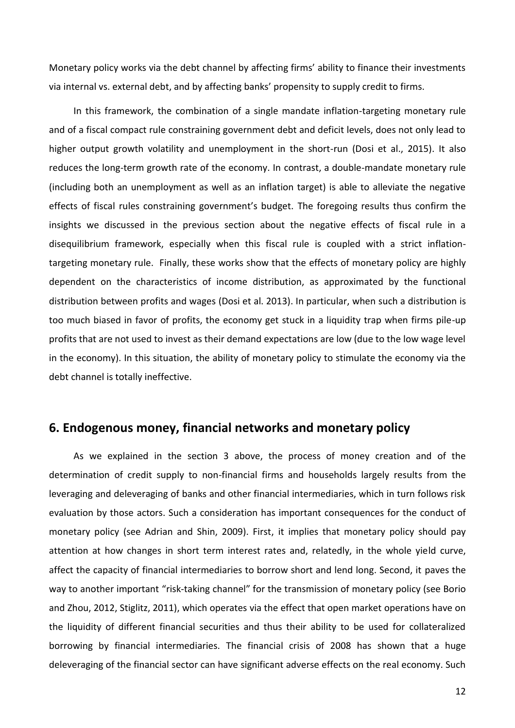Monetary policy works via the debt channel by affecting firms' ability to finance their investments via internal vs. external debt, and by affecting banks' propensity to supply credit to firms.

In this framework, the combination of a single mandate inflation-targeting monetary rule and of a fiscal compact rule constraining government debt and deficit levels, does not only lead to higher output growth volatility and unemployment in the short-run (Dosi et al., 2015). It also reduces the long-term growth rate of the economy. In contrast, a double-mandate monetary rule (including both an unemployment as well as an inflation target) is able to alleviate the negative effects of fiscal rules constraining government's budget. The foregoing results thus confirm the insights we discussed in the previous section about the negative effects of fiscal rule in a disequilibrium framework, especially when this fiscal rule is coupled with a strict inflation-targeting monetary rule. Finally, these works show that the effects of monetary policy are highly dependent on the characteristics of income distribution, as approximated by the functional distribution between profits and wages (Dosi et al. 2013). In particular, when such a distribution is too much biased in favor of profits, the economy get stuck in a liquidity trap when firms pile-up profits that are not used to invest as their demand expectations are low (due to the low wage level in the economy). In this situation, the ability of monetary policy to stimulate the economy via the debt channel is totally ineffective.

## 6. Endogenous money, financial networks and monetary policy

As we explained in the section 3 above, the process of money creation and of the determination of credit supply to non-financial firms and households largely results from the leveraging and deleveraging of banks and other financial intermediaries, which in turn follows risk evaluation by those actors. Such a consideration has important consequences for the conduct of monetary policy (see Adrian and Shin, 2009). First, it implies that monetary policy should pay attention at how changes in short term interest rates and, relatedly, in the whole yield curve, affect the capacity of financial intermediaries to borrow short and lend long. Second, it paves the way to another important "risk-taking channel" for the transmission of monetary policy (see Borio and Zhou, 2012, Stiglitz, 2011), which operates via the effect that open market operations have on the liquidity of different financial securities and thus their ability to be used for collateralized borrowing by financial intermediaries. The financial crisis of 2008 has shown that a huge deleveraging of the financial sector can have significant adverse effects on the real economy. Such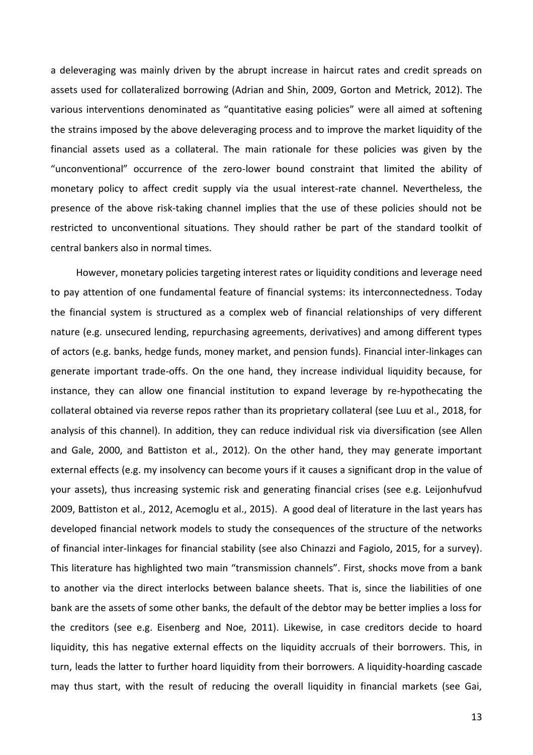a deleveraging was mainly driven by the abrupt increase in haircut rates and credit spreads on assets used for collateralized borrowing (Adrian and Shin, 2009, Gorton and Metrick, 2012). The various interventions denominated as "quantitative easing policies" were all aimed at softening the strains imposed by the above deleveraging process and to improve the market liquidity of the financial assets used as a collateral. The main rationale for these policies was given by the "unconventional" occurrence of the zero-lower bound constraint that limited the ability of monetary policy to affect credit supply via the usual interest-rate channel. Nevertheless, the presence of the above risk-taking channel implies that the use of these policies should not be restricted to unconventional situations. They should rather be part of the standard toolkit of central bankers also in normal times.

However, monetary policies targeting interest rates or liquidity conditions and leverage need to pay attention of one fundamental feature of financial systems: its interconnectedness. Today the financial system is structured as a complex web of financial relationships of very different nature (e.g. unsecured lending, repurchasing agreements, derivatives) and among different types of actors (e.g. banks, hedge funds, money market, and pension funds). Financial inter-linkages can generate important trade-offs. On the one hand, they increase individual liquidity because, for instance, they can allow one financial institution to expand leverage by re-hypothecating the collateral obtained via reverse repos rather than its proprietary collateral (see Luu et al., 2018, for analysis of this channel). In addition, they can reduce individual risk via diversification (see Allen and Gale, 2000, and Battiston et al., 2012). On the other hand, they may generate important external effects (e.g. my insolvency can become yours if it causes a significant drop in the value of your assets), thus increasing systemic risk and generating financial crises (see e.g. Leijonhufvud 2009, Battiston et al., 2012, Acemoglu et al., 2015). A good deal of literature in the last years has developed financial network models to study the consequences of the structure of the networks of financial inter-linkages for financial stability (see also Chinazzi and Fagiolo, 2015, for a survey). This literature has highlighted two main "transmission channels". First, shocks move from a bank to another via the direct interlocks between balance sheets. That is, since the liabilities of one bank are the assets of some other banks, the default of the debtor may be better implies a loss for the creditors (see e.g. Eisenberg and Noe, 2011). Likewise, in case creditors decide to hoard liquidity, this has negative external effects on the liquidity accruals of their borrowers. This, in turn, leads the latter to further hoard liquidity from their borrowers. A liquidity-hoarding cascade may thus start, with the result of reducing the overall liquidity in financial markets (see Gai,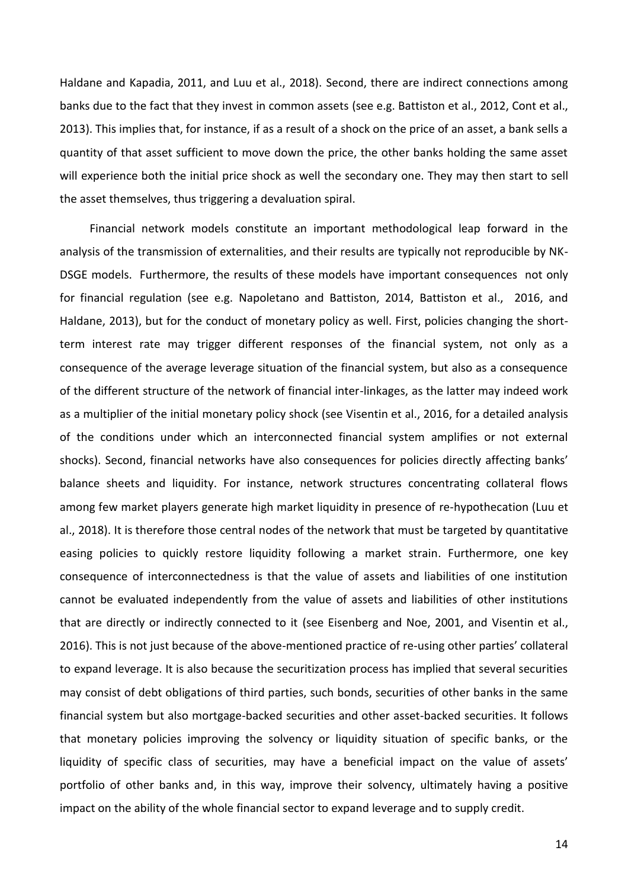Haldane and Kapadia, 2011, and Luu et al., 2018). Second, there are indirect connections among banks due to the fact that they invest in common assets (see e.g. Battiston et al., 2012, Cont et al., 2013). This implies that, for instance, if as a result of a shock on the price of an asset, a bank sells a quantity of that asset sufficient to move down the price, the other banks holding the same asset will experience both the initial price shock as well the secondary one. They may then start to sell the asset themselves, thus triggering a devaluation spiral.

Financial network models constitute an important methodological leap forward in the analysis of the transmission of externalities, and their results are typically not reproducible by NK-DSGE models. Furthermore, the results of these models have important consequences not only for financial regulation (see e.g. Napoletano and Battiston, 2014, Battiston et al., 2016, and Haldane, 2013), but for the conduct of monetary policy as well. First, policies changing the short-term interest rate may trigger different responses of the financial system, not only as a consequence of the average leverage situation of the financial system, but also as a consequence of the different structure of the network of financial inter-linkages, as the latter may indeed work as a multiplier of the initial monetary policy shock (see Visentin et al., 2016, for a detailed analysis of the conditions under which an interconnected financial system amplifies or not external shocks). Second, financial networks have also consequences for policies directly affecting banks' balance sheets and liquidity. For instance, network structures concentrating collateral flows among few market players generate high market liquidity in presence of re-hypothecation (Luu et al., 2018). It is therefore those central nodes of the network that must be targeted by quantitative easing policies to quickly restore liquidity following a market strain. Furthermore, one key consequence of interconnectedness is that the value of assets and liabilities of one institution cannot be evaluated independently from the value of assets and liabilities of other institutions that are directly or indirectly connected to it (see Eisenberg and Noe, 2001, and Visentin et al., 2016). This is not just because of the above-mentioned practice of re-using other parties' collateral to expand leverage. It is also because the securitization process has implied that several securities may consist of debt obligations of third parties, such bonds, securities of other banks in the same financial system but also mortgage-backed securities and other asset-backed securities. It follows that monetary policies improving the solvency or liquidity situation of specific banks, or the liquidity of specific class of securities, may have a beneficial impact on the value of assets' portfolio of other banks and, in this way, improve their solvency, ultimately having a positive impact on the ability of the whole financial sector to expand leverage and to supply credit.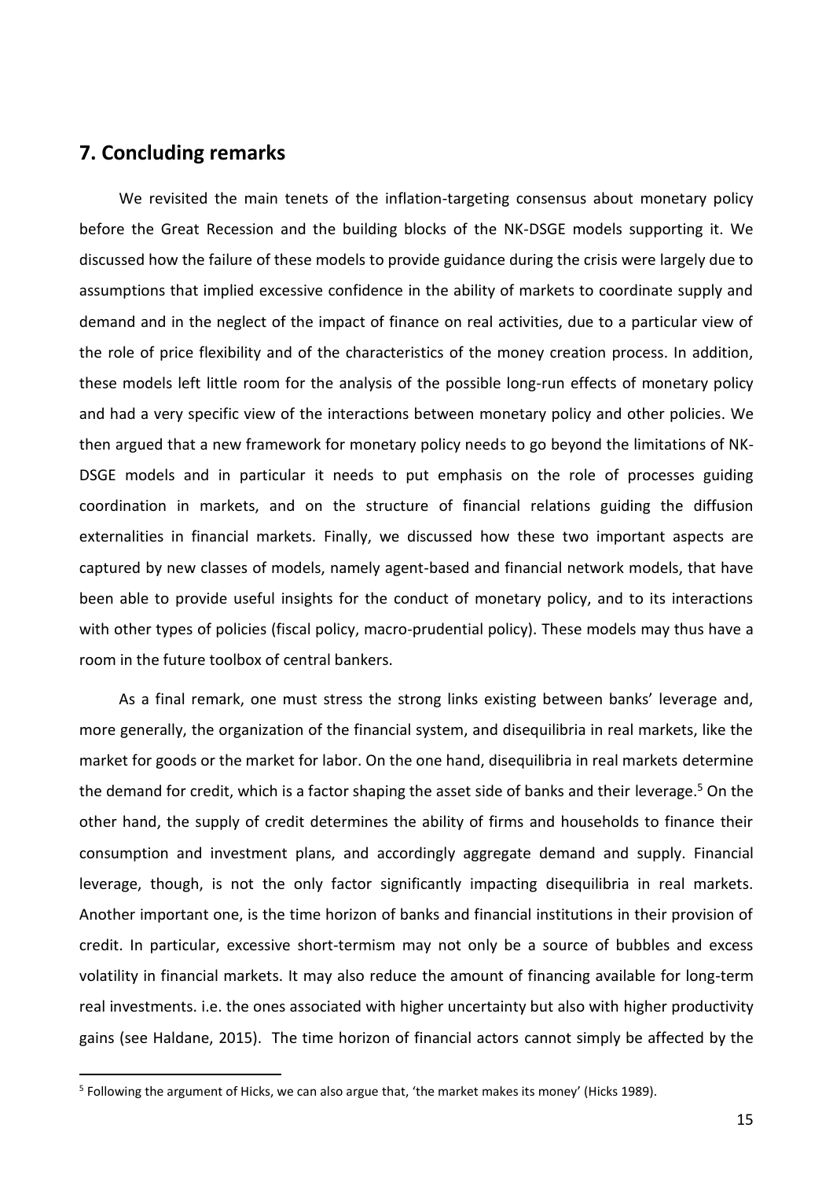## 7. Concluding remarks

We revisited the main tenets of the inflation-targeting consensus about monetary policy before the Great Recession and the building blocks of the NK-DSGE models supporting it. We discussed how the failure of these models to provide guidance during the crisis were largely due to assumptions that implied excessive confidence in the ability of markets to coordinate supply and demand and in the neglect of the impact of finance on real activities, due to a particular view of the role of price flexibility and of the characteristics of the money creation process. In addition, these models left little room for the analysis of the possible long-run effects of monetary policy and had a very specific view of the interactions between monetary policy and other policies. We then argued that a new framework for monetary policy needs to go beyond the limitations of NK-DSGE models and in particular it needs to put emphasis on the role of processes guiding coordination in markets, and on the structure of financial relations guiding the diffusion externalities in financial markets. Finally, we discussed how these two important aspects are captured by new classes of models, namely agent-based and financial network models, that have been able to provide useful insights for the conduct of monetary policy, and to its interactions with other types of policies (fiscal policy, macro-prudential policy). These models may thus have a room in the future toolbox of central bankers.

As a final remark, one must stress the strong links existing between banks' leverage and, more generally, the organization of the financial system, and disequilibria in real markets, like the market for goods or the market for labor. On the one hand, disequilibria in real markets determine the demand for credit, which is a factor shaping the asset side of banks and their leverage.[5] On the other hand, the supply of credit determines the ability of firms and households to finance their consumption and investment plans, and accordingly aggregate demand and supply. Financial leverage, though, is not the only factor significantly impacting disequilibria in real markets. Another important one, is the time horizon of banks and financial institutions in their provision of credit. In particular, excessive short-termism may not only be a source of bubbles and excess volatility in financial markets. It may also reduce the amount of financing available for long-term real investments. i.e. the ones associated with higher uncertainty but also with higher productivity gains (see Haldane, 2015). The time horizon of financial actors cannot simply be affected by the

[5] Following the argument of Hicks, we can also argue that, 'the market makes its money' (Hicks 1989).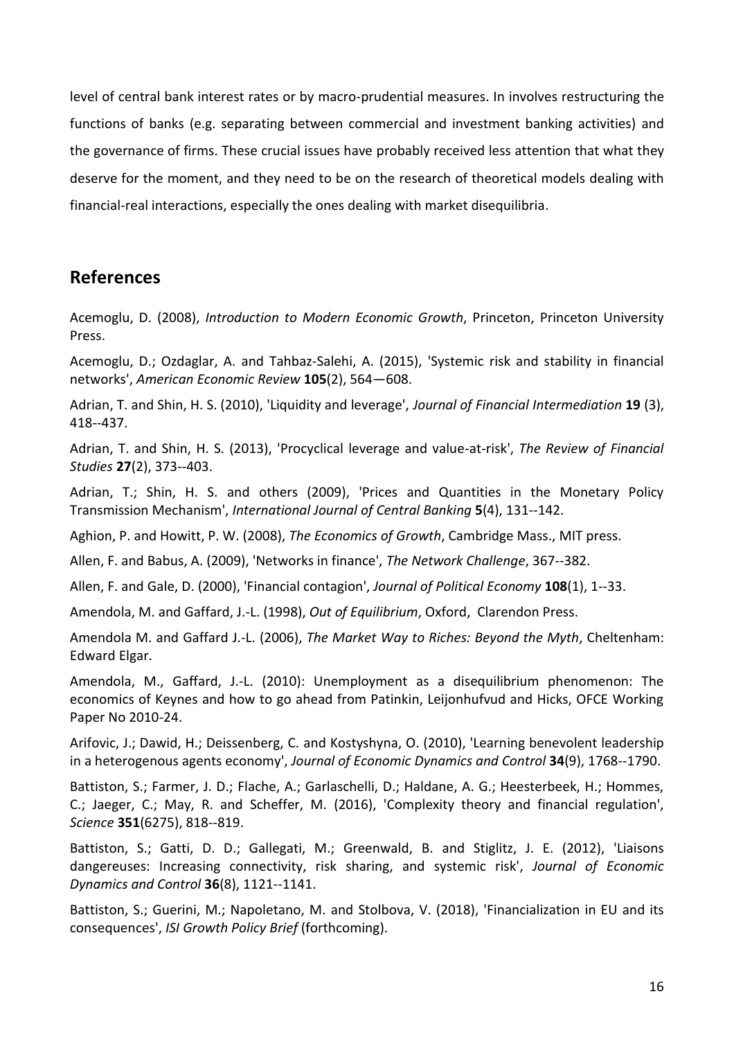level of central bank interest rates or by macro-prudential measures. In involves restructuring the functions of banks (e.g. separating between commercial and investment banking activities) and the governance of firms. These crucial issues have probably received less attention that what they deserve for the moment, and they need to be on the research of theoretical models dealing with financial-real interactions, especially the ones dealing with market disequilibria.

## References

Acemoglu, D. (2008), *Introduction to Modern Economic Growth*, Princeton, Princeton University Press.

Acemoglu, D.; Ozdaglar, A. and Tahbaz-Salehi, A. (2015), 'Systemic risk and stability in financial networks', *American Economic Review* **105**(2), 564—608.

Adrian, T. and Shin, H. S. (2010), 'Liquidity and leverage', *Journal of Financial Intermediation* **19** (3), 418--437.

Adrian, T. and Shin, H. S. (2013), 'Procyclical leverage and value-at-risk', *The Review of Financial Studies* **27**(2), 373--403.

Adrian, T.; Shin, H. S. and others (2009), 'Prices and Quantities in the Monetary Policy Transmission Mechanism', *International Journal of Central Banking* **5**(4), 131--142.

Aghion, P. and Howitt, P. W. (2008), *The Economics of Growth*, Cambridge Mass., MIT press.

Allen, F. and Babus, A. (2009), 'Networks in finance', *The Network Challenge*, 367--382.

Allen, F. and Gale, D. (2000), 'Financial contagion', *Journal of Political Economy* **108**(1), 1--33.

Amendola, M. and Gaffard, J.-L. (1998), *Out of Equilibrium*, Oxford, Clarendon Press.

Amendola M. and Gaffard J.-L. (2006), *The Market Way to Riches: Beyond the Myth*, Cheltenham: Edward Elgar.

Amendola, M., Gaffard, J.-L. (2010): Unemployment as a disequilibrium phenomenon: The economics of Keynes and how to go ahead from Patinkin, Leijonhufvud and Hicks, OFCE Working Paper No 2010-24.

Arifovic, J.; Dawid, H.; Deissenberg, C. and Kostyshyna, O. (2010), 'Learning benevolent leadership in a heterogenous agents economy', *Journal of Economic Dynamics and Control* **34**(9), 1768--1790.

Battiston, S.; Farmer, J. D.; Flache, A.; Garlaschelli, D.; Haldane, A. G.; Heesterbeek, H.; Hommes, C.; Jaeger, C.; May, R. and Scheffer, M. (2016), 'Complexity theory and financial regulation', *Science* **351**(6275), 818--819.

Battiston, S.; Gatti, D. D.; Gallegati, M.; Greenwald, B. and Stiglitz, J. E. (2012), 'Liaisons dangereuses: Increasing connectivity, risk sharing, and systemic risk', *Journal of Economic Dynamics and Control* **36**(8), 1121--1141.

Battiston, S.; Guerini, M.; Napoletano, M. and Stolbova, V. (2018), 'Financialization in EU and its consequences', *ISI Growth Policy Brief* (forthcoming).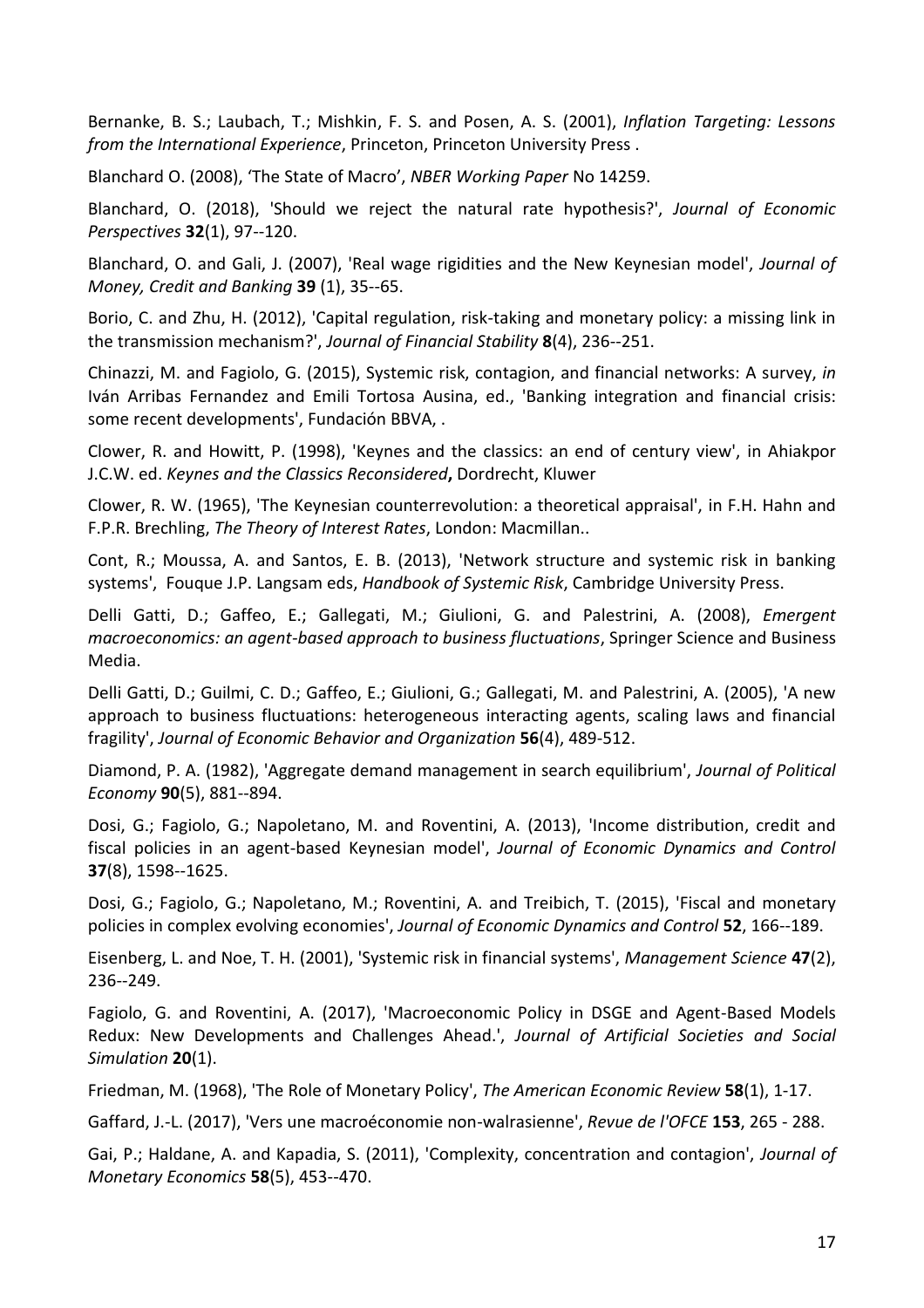Bernanke, B. S.; Laubach, T.; Mishkin, F. S. and Posen, A. S. (2001), *Inflation Targeting: Lessons from the International Experience*, Princeton, Princeton University Press .

Blanchard O. (2008), 'The State of Macro', *NBER Working Paper* No 14259.

Blanchard, O. (2018), 'Should we reject the natural rate hypothesis?', *Journal of Economic Perspectives* **32**(1), 97--120.

Blanchard, O. and Gali, J. (2007), 'Real wage rigidities and the New Keynesian model', *Journal of Money, Credit and Banking* **39** (1), 35--65.

Borio, C. and Zhu, H. (2012), 'Capital regulation, risk-taking and monetary policy: a missing link in the transmission mechanism?', *Journal of Financial Stability* **8**(4), 236--251.

Chinazzi, M. and Fagiolo, G. (2015), Systemic risk, contagion, and financial networks: A survey, *in* Iván Arribas Fernandez and Emili Tortosa Ausina, ed., 'Banking integration and financial crisis: some recent developments', Fundación BBVA, .

Clower, R. and Howitt, P. (1998), 'Keynes and the classics: an end of century view', in Ahiakpor J.C.W. ed. *Keynes and the Classics Reconsidered*, Dordrecht, Kluwer

Clower, R. W. (1965), 'The Keynesian counterrevolution: a theoretical appraisal', in F.H. Hahn and F.P.R. Brechling, *The Theory of Interest Rates*, London: Macmillan..

Cont, R.; Moussa, A. and Santos, E. B. (2013), 'Network structure and systemic risk in banking systems', Fouque J.P. Langsam eds, *Handbook of Systemic Risk*, Cambridge University Press.

Delli Gatti, D.; Gaffeo, E.; Gallegati, M.; Giulioni, G. and Palestrini, A. (2008), *Emergent macroeconomics: an agent-based approach to business fluctuations*, Springer Science and Business Media.

Delli Gatti, D.; Guilmi, C. D.; Gaffeo, E.; Giulioni, G.; Gallegati, M. and Palestrini, A. (2005), 'A new approach to business fluctuations: heterogeneous interacting agents, scaling laws and financial fragility', *Journal of Economic Behavior and Organization* **56**(4), 489-512.

Diamond, P. A. (1982), 'Aggregate demand management in search equilibrium', *Journal of Political Economy* **90**(5), 881--894.

Dosi, G.; Fagiolo, G.; Napoletano, M. and Roventini, A. (2013), 'Income distribution, credit and fiscal policies in an agent-based Keynesian model', *Journal of Economic Dynamics and Control* **37**(8), 1598--1625.

Dosi, G.; Fagiolo, G.; Napoletano, M.; Roventini, A. and Treibich, T. (2015), 'Fiscal and monetary policies in complex evolving economies', *Journal of Economic Dynamics and Control* **52**, 166--189.

Eisenberg, L. and Noe, T. H. (2001), 'Systemic risk in financial systems', *Management Science* **47**(2), 236--249.

Fagiolo, G. and Roventini, A. (2017), 'Macroeconomic Policy in DSGE and Agent-Based Models Redux: New Developments and Challenges Ahead.', *Journal of Artificial Societies and Social Simulation* **20**(1).

Friedman, M. (1968), 'The Role of Monetary Policy', *The American Economic Review* **58**(1), 1-17.

Gaffard, J.-L. (2017), 'Vers une macroéconomie non-walrasienne', *Revue de l'OFCE* **153**, 265 - 288.

Gai, P.; Haldane, A. and Kapadia, S. (2011), 'Complexity, concentration and contagion', *Journal of Monetary Economics* **58**(5), 453--470.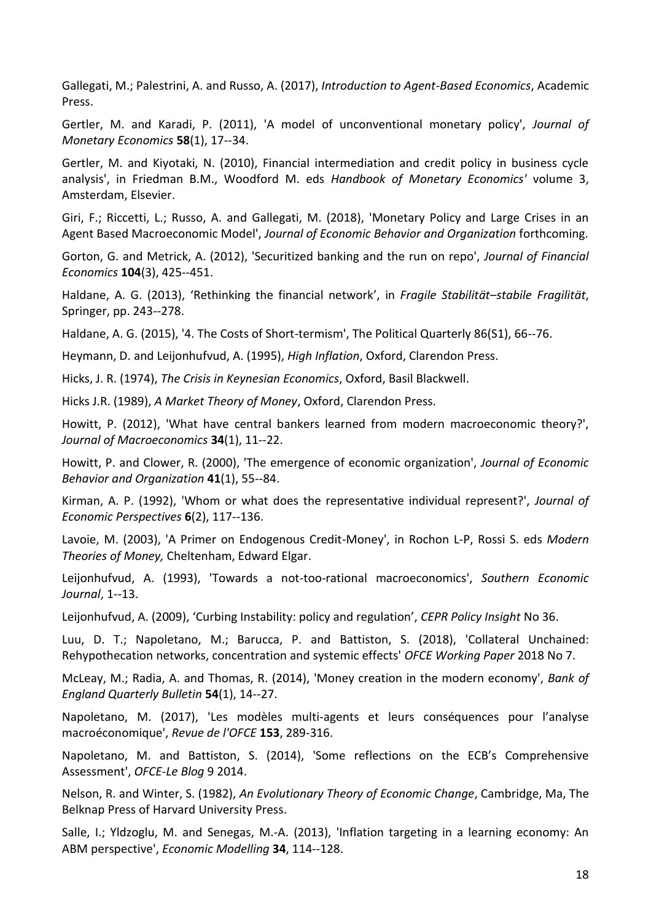Gallegati, M.; Palestrini, A. and Russo, A. (2017), *Introduction to Agent-Based Economics*, Academic Press.

Gertler, M. and Karadi, P. (2011), 'A model of unconventional monetary policy', *Journal of Monetary Economics* **58**(1), 17--34.

Gertler, M. and Kiyotaki, N. (2010), Financial intermediation and credit policy in business cycle analysis', in Friedman B.M., Woodford M. eds *Handbook of Monetary Economics'* volume 3, Amsterdam, Elsevier.

Giri, F.; Riccetti, L.; Russo, A. and Gallegati, M. (2018), 'Monetary Policy and Large Crises in an Agent Based Macroeconomic Model', *Journal of Economic Behavior and Organization* forthcoming.

Gorton, G. and Metrick, A. (2012), 'Securitized banking and the run on repo', *Journal of Financial Economics* **104**(3), 425--451.

Haldane, A. G. (2013), 'Rethinking the financial network', in *Fragile Stabilität–stabile Fragilität*, Springer, pp. 243--278.

Haldane, A. G. (2015), '4. The Costs of Short-termism', The Political Quarterly 86(S1), 66--76.

Heymann, D. and Leijonhufvud, A. (1995), *High Inflation*, Oxford, Clarendon Press.

Hicks, J. R. (1974), *The Crisis in Keynesian Economics*, Oxford, Basil Blackwell.

Hicks J.R. (1989), *A Market Theory of Money*, Oxford, Clarendon Press.

Howitt, P. (2012), 'What have central bankers learned from modern macroeconomic theory?', *Journal of Macroeconomics* **34**(1), 11--22.

Howitt, P. and Clower, R. (2000), 'The emergence of economic organization', *Journal of Economic Behavior and Organization* **41**(1), 55--84.

Kirman, A. P. (1992), 'Whom or what does the representative individual represent?', *Journal of Economic Perspectives* **6**(2), 117--136.

Lavoie, M. (2003), 'A Primer on Endogenous Credit-Money', in Rochon L-P, Rossi S. eds *Modern Theories of Money,* Cheltenham, Edward Elgar.

Leijonhufvud, A. (1993), 'Towards a not-too-rational macroeconomics', *Southern Economic Journal*, 1--13.

Leijonhufvud, A. (2009), 'Curbing Instability: policy and regulation', *CEPR Policy Insight* No 36.

Luu, D. T.; Napoletano, M.; Barucca, P. and Battiston, S. (2018), 'Collateral Unchained: Rehypothecation networks, concentration and systemic effects' *OFCE Working Paper* 2018 No 7.

McLeay, M.; Radia, A. and Thomas, R. (2014), 'Money creation in the modern economy', *Bank of England Quarterly Bulletin* **54**(1), 14--27.

Napoletano, M. (2017), 'Les modèles multi-agents et leurs conséquences pour l'analyse macroéconomique', *Revue de l'OFCE* **153**, 289-316.

Napoletano, M. and Battiston, S. (2014), 'Some reflections on the ECB's Comprehensive Assessment', *OFCE-Le Blog* 9 2014.

Nelson, R. and Winter, S. (1982), *An Evolutionary Theory of Economic Change*, Cambridge, Ma, The Belknap Press of Harvard University Press.

Salle, I.; Yldzoglu, M. and Senegas, M.-A. (2013), 'Inflation targeting in a learning economy: An ABM perspective', *Economic Modelling* **34**, 114--128.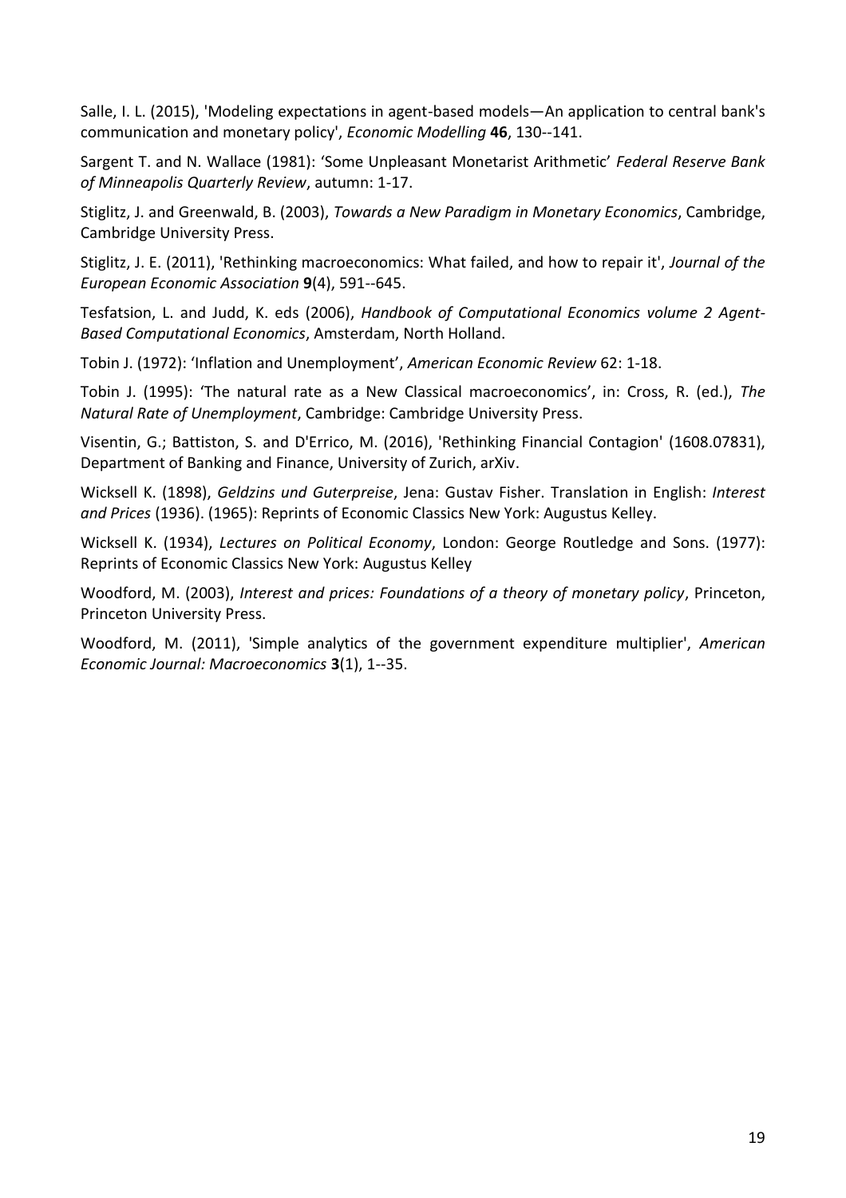Salle, I. L. (2015), 'Modeling expectations in agent-based models—An application to central bank's communication and monetary policy', *Economic Modelling* **46**, 130--141.

Sargent T. and N. Wallace (1981): 'Some Unpleasant Monetarist Arithmetic' *Federal Reserve Bank of Minneapolis Quarterly Review*, autumn: 1-17.

Stiglitz, J. and Greenwald, B. (2003), *Towards a New Paradigm in Monetary Economics*, Cambridge, Cambridge University Press.

Stiglitz, J. E. (2011), 'Rethinking macroeconomics: What failed, and how to repair it', *Journal of the European Economic Association* **9**(4), 591--645.

Tesfatsion, L. and Judd, K. eds (2006), *Handbook of Computational Economics volume 2 Agent-Based Computational Economics*, Amsterdam, North Holland.

Tobin J. (1972): 'Inflation and Unemployment', *American Economic Review* 62: 1-18.

Tobin J. (1995): 'The natural rate as a New Classical macroeconomics', in: Cross, R. (ed.), *The Natural Rate of Unemployment*, Cambridge: Cambridge University Press.

Visentin, G.; Battiston, S. and D'Errico, M. (2016), 'Rethinking Financial Contagion' (1608.07831), Department of Banking and Finance, University of Zurich, arXiv.

Wicksell K. (1898), *Geldzins und Guterpreise*, Jena: Gustav Fisher. Translation in English: *Interest and Prices* (1936). (1965): Reprints of Economic Classics New York: Augustus Kelley.

Wicksell K. (1934), *Lectures on Political Economy*, London: George Routledge and Sons. (1977): Reprints of Economic Classics New York: Augustus Kelley

Woodford, M. (2003), *Interest and prices: Foundations of a theory of monetary policy*, Princeton, Princeton University Press.

Woodford, M. (2011), 'Simple analytics of the government expenditure multiplier', *American Economic Journal: Macroeconomics* **3**(1), 1--35.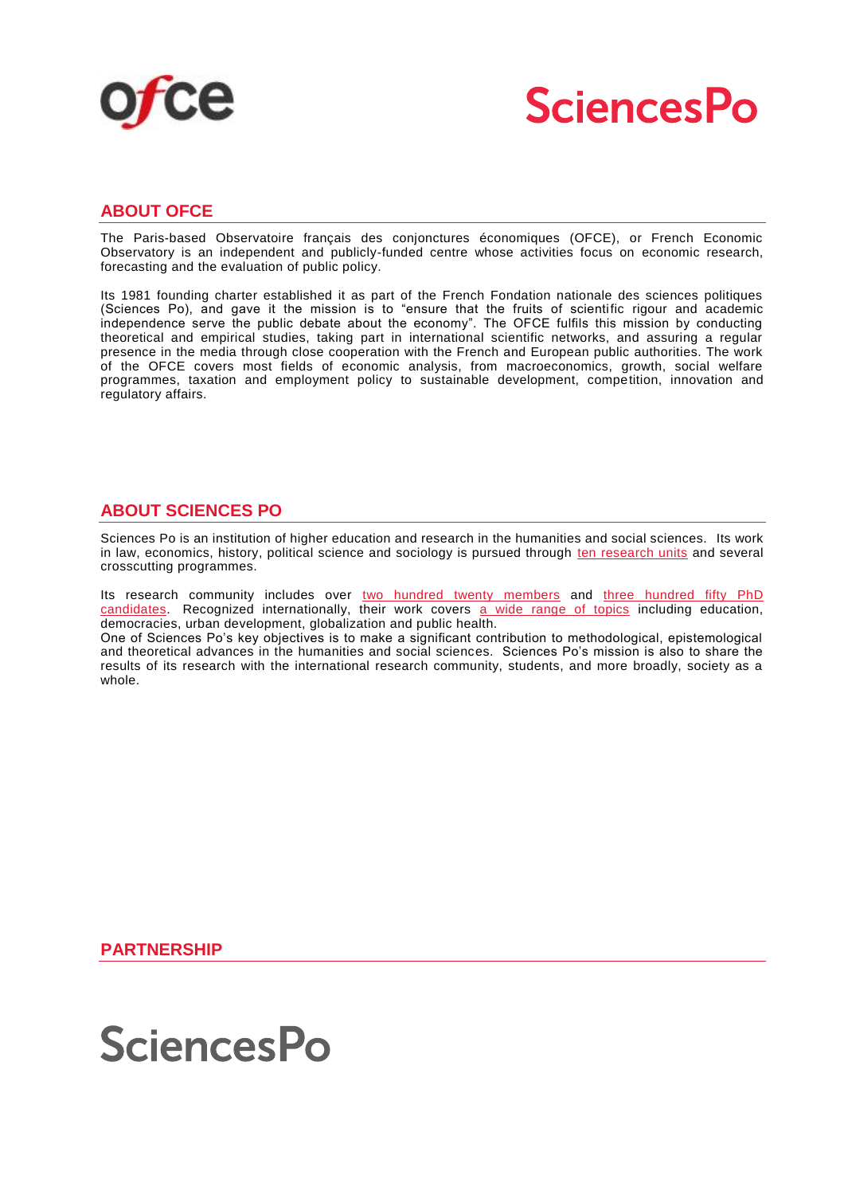## ABOUT OFCE

The Paris-based Observatoire français des conjonctures économiques (OFCE), or French Economic Observatory is an independent and publicly-funded centre whose activities focus on economic research, forecasting and the evaluation of public policy.

Its 1981 founding charter established it as part of the French Fondation nationale des sciences politiques (Sciences Po), and gave it the mission is to "ensure that the fruits of scientific rigour and academic independence serve the public debate about the economy". The OFCE fulfils this mission by conducting theoretical and empirical studies, taking part in international scientific networks, and assuring a regular presence in the media through close cooperation with the French and European public authorities. The work of the OFCE covers most fields of economic analysis, from macroeconomics, growth, social welfare programmes, taxation and employment policy to sustainable development, competition, innovation and regulatory affairs.

## ABOUT SCIENCES PO

Sciences Po is an institution of higher education and research in the humanities and social sciences. Its work in law, economics, history, political science and sociology is pursued through ten research units and several crosscutting programmes.

Its research community includes over two hundred twenty members and three hundred fifty PhD candidates. Recognized internationally, their work covers a wide range of topics including education, democracies, urban development, globalization and public health.

One of Sciences Po's key objectives is to make a significant contribution to methodological, epistemological and theoretical advances in the humanities and social sciences. Sciences Po's mission is also to share the results of its research with the international research community, students, and more broadly, society as a whole.

## PARTNERSHIP

SciencesPo